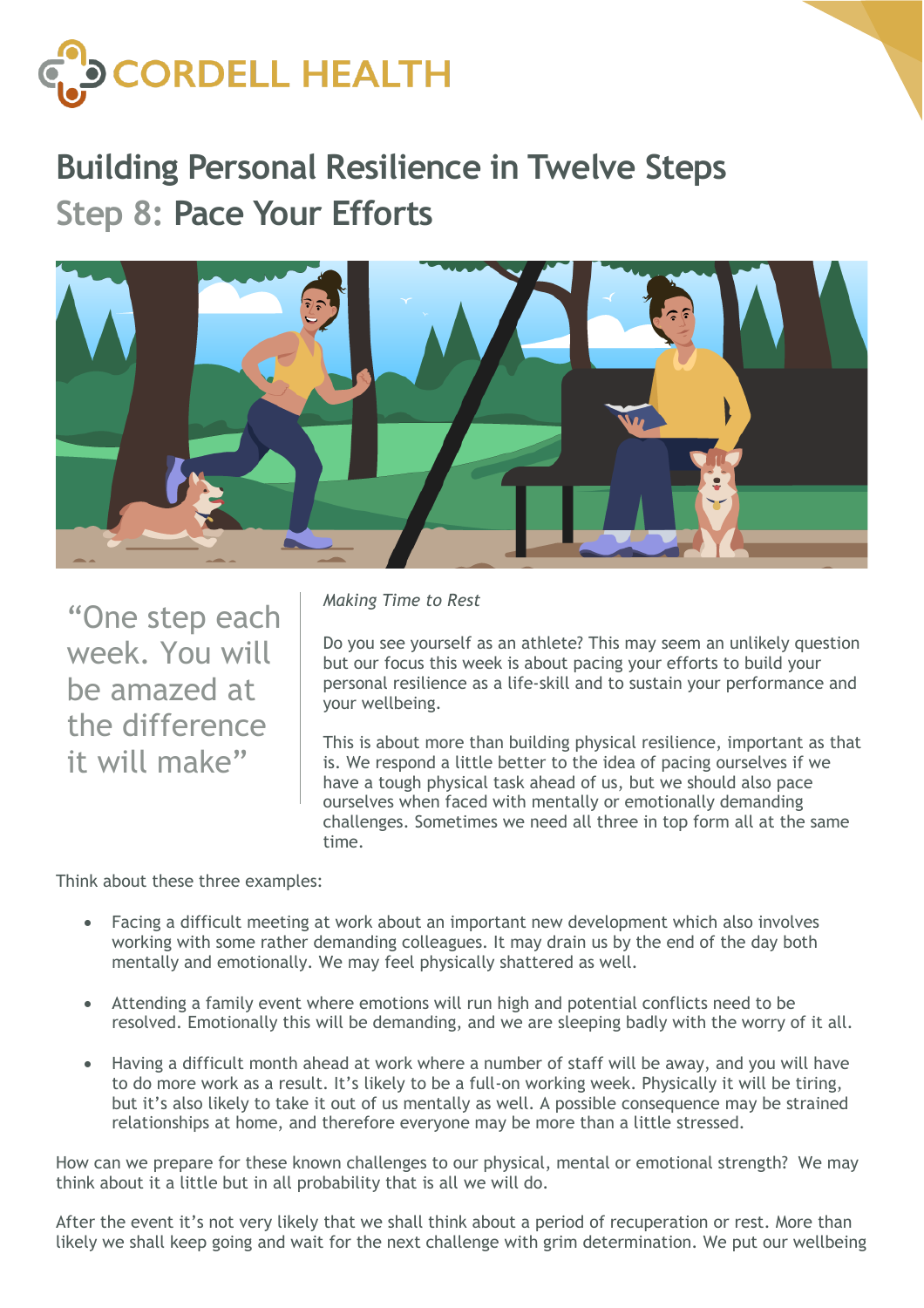# CORDELL HEALTH

## Building Personal Resilience in Twelve Steps

## Step 8: Pace Your Efforts

“One step each week. You will be amazed at the difference it will make”

*Making Time to Rest*

Do you see yourself as an athlete? This may seem an unlikely question but our focus this week is about pacing your efforts to build your personal resilience as a life-skill and to sustain your performance and your wellbeing.

This is about more than building physical resilience, important as that is. We respond a little better to the idea of pacing ourselves if we have a tough physical task ahead of us, but we should also pace ourselves when faced with mentally or emotionally demanding challenges. Sometimes we need all three in top form all at the same time.

Think about these three examples:

- Facing a difficult meeting at work about an important new development which also involves working with some rather demanding colleagues. It may drain us by the end of the day both mentally and emotionally. We may feel physically shattered as well.

- Attending a family event where emotions will run high and potential conflicts need to be resolved. Emotionally this will be demanding, and we are sleeping badly with the worry of it all.

- Having a difficult month ahead at work where a number of staff will be away, and you will have to do more work as a result. It’s likely to be a full-on working week. Physically it will be tiring, but it’s also likely to take it out of us mentally as well. A possible consequence may be strained relationships at home, and therefore everyone may be more than a little stressed.

How can we prepare for these known challenges to our physical, mental or emotional strength? We may think about it a little but in all probability that is all we will do.

After the event it’s not very likely that we shall think about a period of recuperation or rest. More than likely we shall keep going and wait for the next challenge with grim determination. We put our wellbeing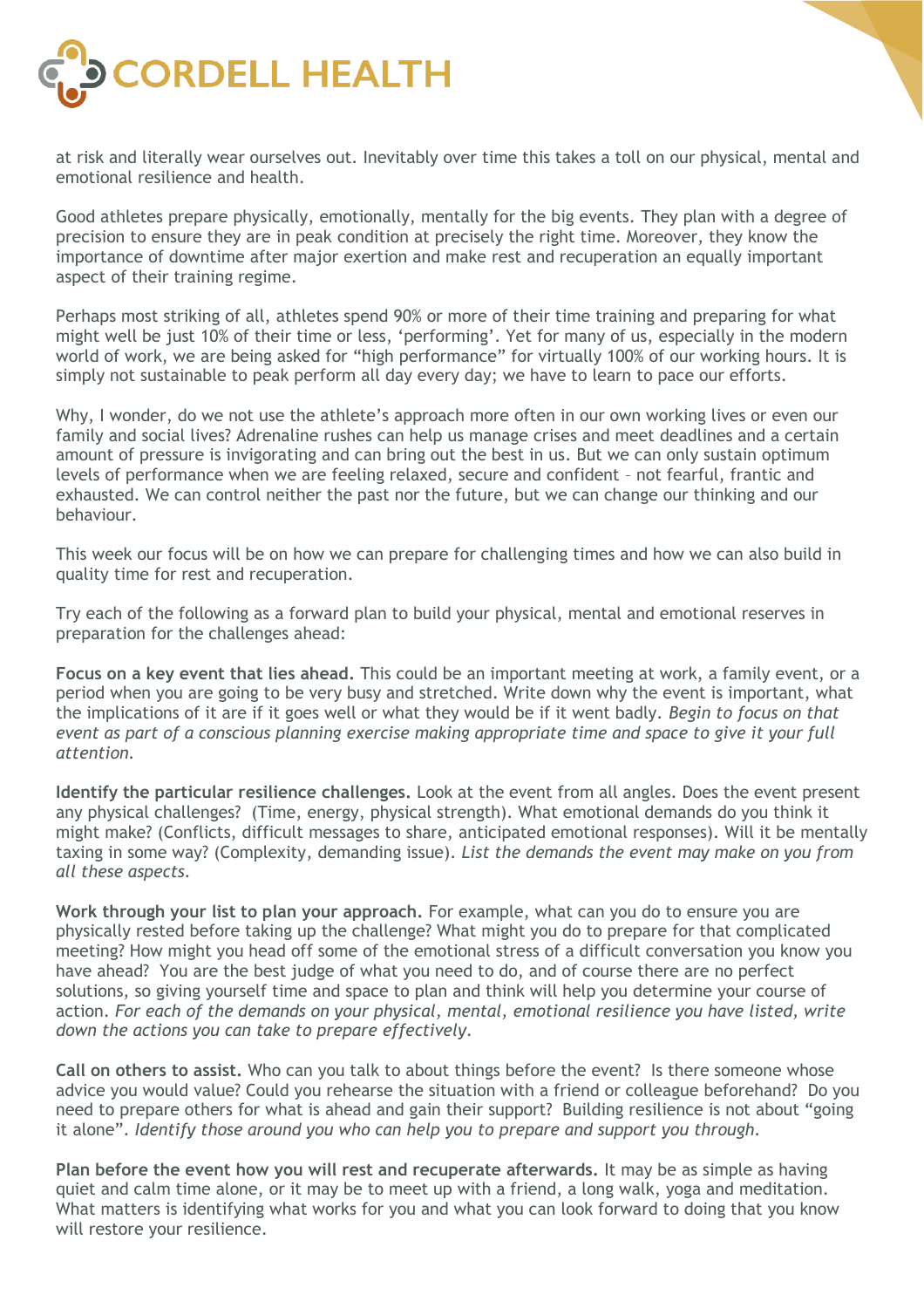at risk and literally wear ourselves out. Inevitably over time this takes a toll on our physical, mental and emotional resilience and health.

Good athletes prepare physically, emotionally, mentally for the big events. They plan with a degree of precision to ensure they are in peak condition at precisely the right time. Moreover, they know the importance of downtime after major exertion and make rest and recuperation an equally important aspect of their training regime.

Perhaps most striking of all, athletes spend 90% or more of their time training and preparing for what might well be just 10% of their time or less, 'performing'. Yet for many of us, especially in the modern world of work, we are being asked for "high performance" for virtually 100% of our working hours. It is simply not sustainable to peak perform all day every day; we have to learn to pace our efforts.

Why, I wonder, do we not use the athlete's approach more often in our own working lives or even our family and social lives? Adrenaline rushes can help us manage crises and meet deadlines and a certain amount of pressure is invigorating and can bring out the best in us. But we can only sustain optimum levels of performance when we are feeling relaxed, secure and confident – not fearful, frantic and exhausted. We can control neither the past nor the future, but we can change our thinking and our behaviour.

This week our focus will be on how we can prepare for challenging times and how we can also build in quality time for rest and recuperation.

Try each of the following as a forward plan to build your physical, mental and emotional reserves in preparation for the challenges ahead:

**Focus on a key event that lies ahead.** This could be an important meeting at work, a family event, or a period when you are going to be very busy and stretched. Write down why the event is important, what the implications of it are if it goes well or what they would be if it went badly. *Begin to focus on that event as part of a conscious planning exercise making appropriate time and space to give it your full attention.*

**Identify the particular resilience challenges.** Look at the event from all angles. Does the event present any physical challenges? (Time, energy, physical strength). What emotional demands do you think it might make? (Conflicts, difficult messages to share, anticipated emotional responses). Will it be mentally taxing in some way? (Complexity, demanding issue). *List the demands the event may make on you from all these aspects.*

**Work through your list to plan your approach.** For example, what can you do to ensure you are physically rested before taking up the challenge? What might you do to prepare for that complicated meeting? How might you head off some of the emotional stress of a difficult conversation you know you have ahead? You are the best judge of what you need to do, and of course there are no perfect solutions, so giving yourself time and space to plan and think will help you determine your course of action. *For each of the demands on your physical, mental, emotional resilience you have listed, write down the actions you can take to prepare effectively.*

**Call on others to assist.** Who can you talk to about things before the event? Is there someone whose advice you would value? Could you rehearse the situation with a friend or colleague beforehand? Do you need to prepare others for what is ahead and gain their support? Building resilience is not about "going it alone". *Identify those around you who can help you to prepare and support you through.*

**Plan before the event how you will rest and recuperate afterwards.** It may be as simple as having quiet and calm time alone, or it may be to meet up with a friend, a long walk, yoga and meditation. What matters is identifying what works for you and what you can look forward to doing that you know will restore your resilience.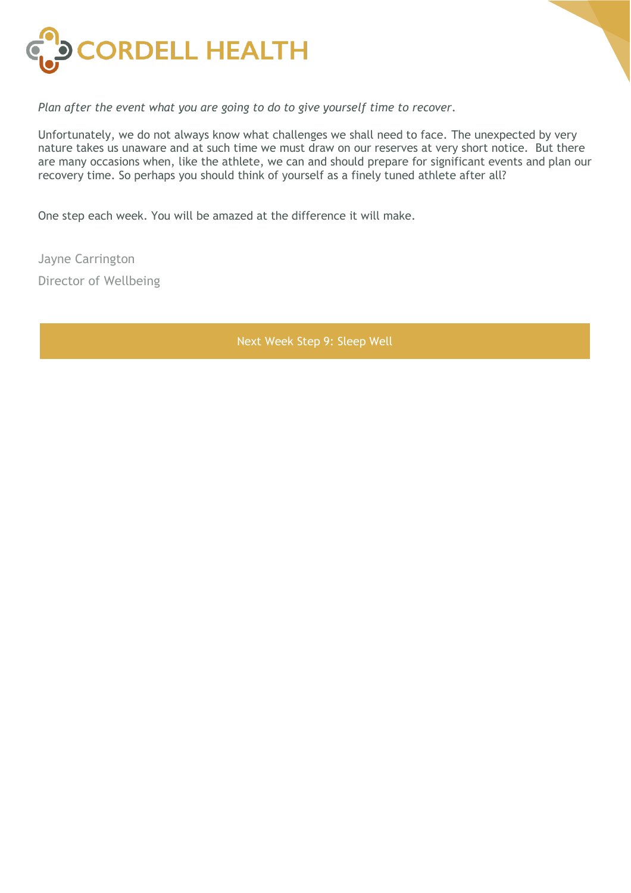*Plan after the event what you are going to do to give yourself time to recover.*

Unfortunately, we do not always know what challenges we shall need to face. The unexpected by very nature takes us unaware and at such time we must draw on our reserves at very short notice. But there are many occasions when, like the athlete, we can and should prepare for significant events and plan our recovery time. So perhaps you should think of yourself as a finely tuned athlete after all?

One step each week. You will be amazed at the difference it will make.

Jayne Carrington

Director of Wellbeing

Next Week Step 9: Sleep Well